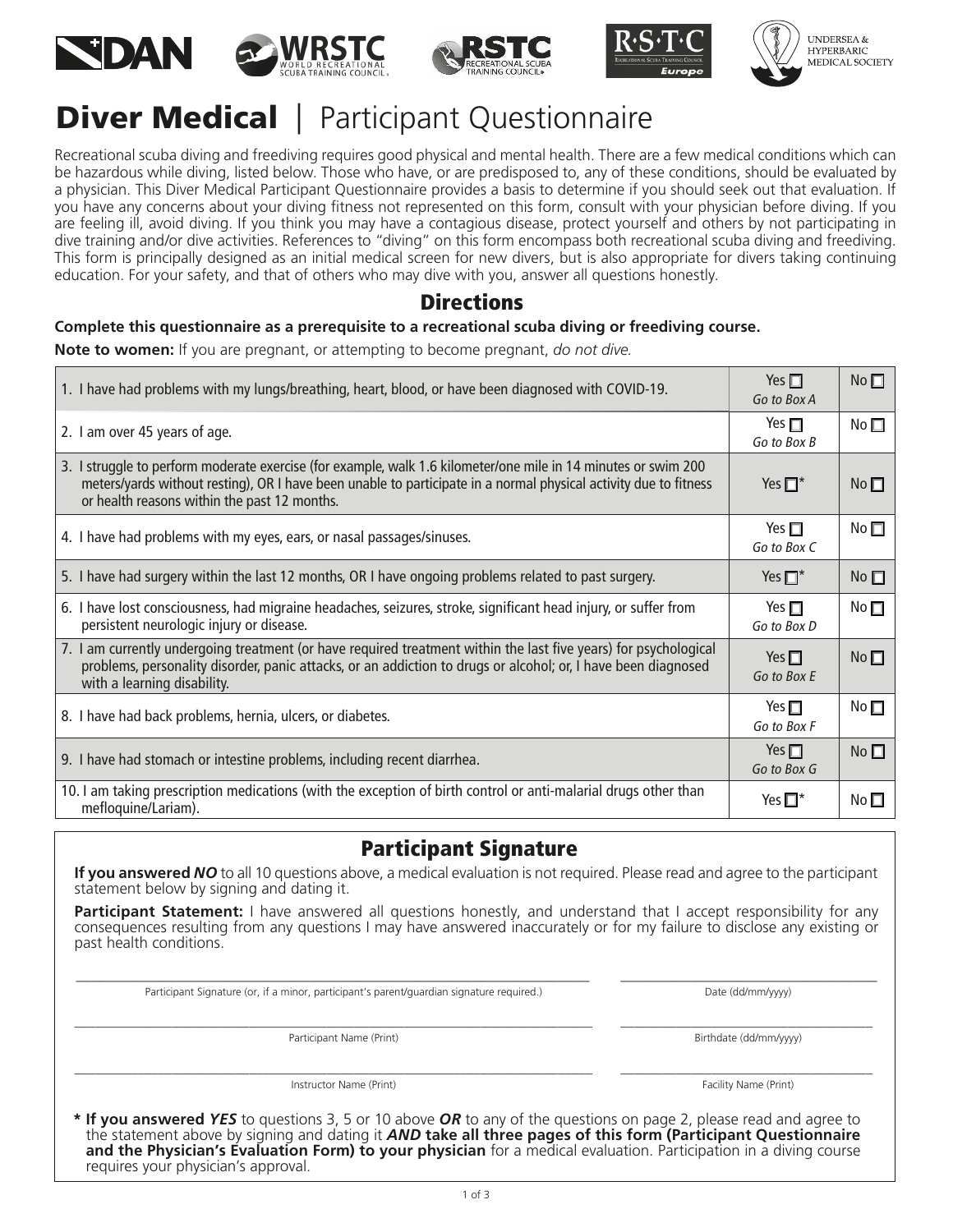DAN | WRSTC World Recreational Scuba Training Council | RSTC Recreational Scuba Training Council | R·S·T·C Recreational Scuba Training Council Europe | Undersea & Hyperbaric Medical Society

# Diver Medical | Participant Questionnaire

Recreational scuba diving and freediving requires good physical and mental health. There are a few medical conditions which can be hazardous while diving, listed below. Those who have, or are predisposed to, any of these conditions, should be evaluated by a physician. This Diver Medical Participant Questionnaire provides a basis to determine if you should seek out that evaluation. If you have any concerns about your diving fitness not represented on this form, consult with your physician before diving. If you are feeling ill, avoid diving. If you think you may have a contagious disease, protect yourself and others by not participating in dive training and/or dive activities. References to "diving" on this form encompass both recreational scuba diving and freediving. This form is principally designed as an initial medical screen for new divers, but is also appropriate for divers taking continuing education. For your safety, and that of others who may dive with you, answer all questions honestly.

## Directions

**Complete this questionnaire as a prerequisite to a recreational scuba diving or freediving course.**

**Note to women:** If you are pregnant, or attempting to become pregnant, *do not dive.*

| Question | Yes | No |
|---|---|---|
| 1. I have had problems with my lungs/breathing, heart, blood, or have been diagnosed with COVID-19. | Yes ☐ *Go to Box A* | No ☐ |
| 2. I am over 45 years of age. | Yes ☐ *Go to Box B* | No ☐ |
| 3. I struggle to perform moderate exercise (for example, walk 1.6 kilometer/one mile in 14 minutes or swim 200 meters/yards without resting), OR I have been unable to participate in a normal physical activity due to fitness or health reasons within the past 12 months. | Yes ☐* | No ☐ |
| 4. I have had problems with my eyes, ears, or nasal passages/sinuses. | Yes ☐ *Go to Box C* | No ☐ |
| 5. I have had surgery within the last 12 months, OR I have ongoing problems related to past surgery. | Yes ☐* | No ☐ |
| 6. I have lost consciousness, had migraine headaches, seizures, stroke, significant head injury, or suffer from persistent neurologic injury or disease. | Yes ☐ *Go to Box D* | No ☐ |
| 7. I am currently undergoing treatment (or have required treatment within the last five years) for psychological problems, personality disorder, panic attacks, or an addiction to drugs or alcohol; or, I have been diagnosed with a learning disability. | Yes ☐ *Go to Box E* | No ☐ |
| 8. I have had back problems, hernia, ulcers, or diabetes. | Yes ☐ *Go to Box F* | No ☐ |
| 9. I have had stomach or intestine problems, including recent diarrhea. | Yes ☐ *Go to Box G* | No ☐ |
| 10. I am taking prescription medications (with the exception of birth control or anti-malarial drugs other than mefloquine/Lariam). | Yes ☐* | No ☐ |

## Participant Signature

**If you answered *NO*** to all 10 questions above, a medical evaluation is not required. Please read and agree to the participant statement below by signing and dating it.

**Participant Statement:** I have answered all questions honestly, and understand that I accept responsibility for any consequences resulting from any questions I may have answered inaccurately or for my failure to disclose any existing or past health conditions.

\_\_\_\_\_\_\_\_\_\_\_\_\_\_\_\_\_\_\_\_\_\_\_\_\_\_\_\_\_\_\_\_\_\_\_\_\_\_\_\_ \_\_\_\_\_\_\_\_\_\_\_\_\_\_\_\_\_\_\_\_\_\_\_\_
Participant Signature (or, if a minor, participant's parent/guardian signature required.) | Date (dd/mm/yyyy)

\_\_\_\_\_\_\_\_\_\_\_\_\_\_\_\_\_\_\_\_\_\_\_\_\_\_\_\_\_\_\_\_\_\_\_\_\_\_\_\_ \_\_\_\_\_\_\_\_\_\_\_\_\_\_\_\_\_\_\_\_\_\_\_\_
Participant Name (Print) | Birthdate (dd/mm/yyyy)

\_\_\_\_\_\_\_\_\_\_\_\_\_\_\_\_\_\_\_\_\_\_\_\_\_\_\_\_\_\_\_\_\_\_\_\_\_\_\_\_ \_\_\_\_\_\_\_\_\_\_\_\_\_\_\_\_\_\_\_\_\_\_\_\_
Instructor Name (Print) | Facility Name (Print)

**\* If you answered *YES*** to questions 3, 5 or 10 above ***OR*** to any of the questions on page 2, please read and agree to the statement above by signing and dating it ***AND*** **take all three pages of this form (Participant Questionnaire and the Physician's Evaluation Form) to your physician** for a medical evaluation. Participation in a diving course requires your physician's approval.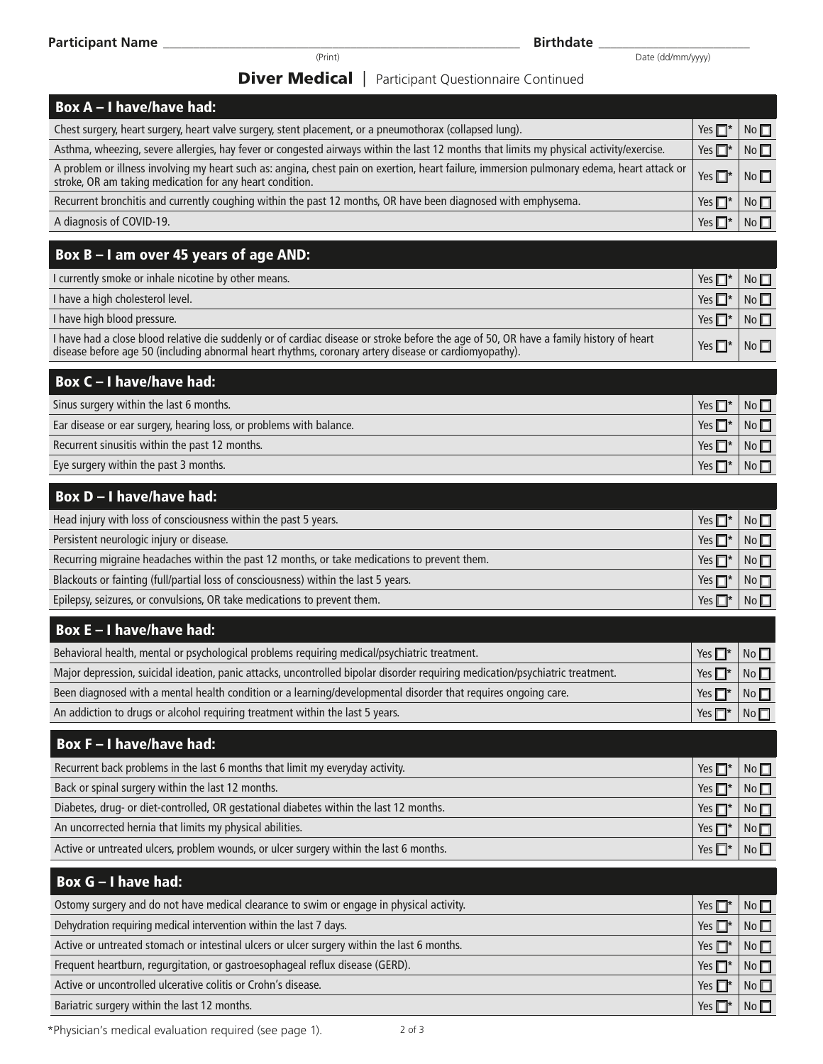**Participant Name** ______________________________ (Print) **Birthdate** ______________ Date (dd/mm/yyyy)

## Diver Medical | Participant Questionnaire Continued

### Box A – I have/have had:

| | | |
|---|---|---|
| Chest surgery, heart surgery, heart valve surgery, stent placement, or a pneumothorax (collapsed lung). | Yes ☐* | No ☐ |
| Asthma, wheezing, severe allergies, hay fever or congested airways within the last 12 months that limits my physical activity/exercise. | Yes ☐* | No ☐ |
| A problem or illness involving my heart such as: angina, chest pain on exertion, heart failure, immersion pulmonary edema, heart attack or stroke, OR am taking medication for any heart condition. | Yes ☐* | No ☐ |
| Recurrent bronchitis and currently coughing within the past 12 months, OR have been diagnosed with emphysema. | Yes ☐* | No ☐ |
| A diagnosis of COVID-19. | Yes ☐* | No ☐ |

### Box B – I am over 45 years of age AND:

| | | |
|---|---|---|
| I currently smoke or inhale nicotine by other means. | Yes ☐* | No ☐ |
| I have a high cholesterol level. | Yes ☐* | No ☐ |
| I have high blood pressure. | Yes ☐* | No ☐ |
| I have had a close blood relative die suddenly or of cardiac disease or stroke before the age of 50, OR have a family history of heart disease before age 50 (including abnormal heart rhythms, coronary artery disease or cardiomyopathy). | Yes ☐* | No ☐ |

### Box C – I have/have had:

| | | |
|---|---|---|
| Sinus surgery within the last 6 months. | Yes ☐* | No ☐ |
| Ear disease or ear surgery, hearing loss, or problems with balance. | Yes ☐* | No ☐ |
| Recurrent sinusitis within the past 12 months. | Yes ☐* | No ☐ |
| Eye surgery within the past 3 months. | Yes ☐* | No ☐ |

### Box D – I have/have had:

| | | |
|---|---|---|
| Head injury with loss of consciousness within the past 5 years. | Yes ☐* | No ☐ |
| Persistent neurologic injury or disease. | Yes ☐* | No ☐ |
| Recurring migraine headaches within the past 12 months, or take medications to prevent them. | Yes ☐* | No ☐ |
| Blackouts or fainting (full/partial loss of consciousness) within the last 5 years. | Yes ☐* | No ☐ |
| Epilepsy, seizures, or convulsions, OR take medications to prevent them. | Yes ☐* | No ☐ |

### Box E – I have/have had:

| | | |
|---|---|---|
| Behavioral health, mental or psychological problems requiring medical/psychiatric treatment. | Yes ☐* | No ☐ |
| Major depression, suicidal ideation, panic attacks, uncontrolled bipolar disorder requiring medication/psychiatric treatment. | Yes ☐* | No ☐ |
| Been diagnosed with a mental health condition or a learning/developmental disorder that requires ongoing care. | Yes ☐* | No ☐ |
| An addiction to drugs or alcohol requiring treatment within the last 5 years. | Yes ☐* | No ☐ |

### Box F – I have/have had:

| | | |
|---|---|---|
| Recurrent back problems in the last 6 months that limit my everyday activity. | Yes ☐* | No ☐ |
| Back or spinal surgery within the last 12 months. | Yes ☐* | No ☐ |
| Diabetes, drug- or diet-controlled, OR gestational diabetes within the last 12 months. | Yes ☐* | No ☐ |
| An uncorrected hernia that limits my physical abilities. | Yes ☐* | No ☐ |
| Active or untreated ulcers, problem wounds, or ulcer surgery within the last 6 months. | Yes ☐* | No ☐ |

### Box G – I have had:

| | | |
|---|---|---|
| Ostomy surgery and do not have medical clearance to swim or engage in physical activity. | Yes ☐* | No ☐ |
| Dehydration requiring medical intervention within the last 7 days. | Yes ☐* | No ☐ |
| Active or untreated stomach or intestinal ulcers or ulcer surgery within the last 6 months. | Yes ☐* | No ☐ |
| Frequent heartburn, regurgitation, or gastroesophageal reflux disease (GERD). | Yes ☐* | No ☐ |
| Active or uncontrolled ulcerative colitis or Crohn's disease. | Yes ☐* | No ☐ |
| Bariatric surgery within the last 12 months. | Yes ☐* | No ☐ |

*Physician's medical evaluation required (see page 1).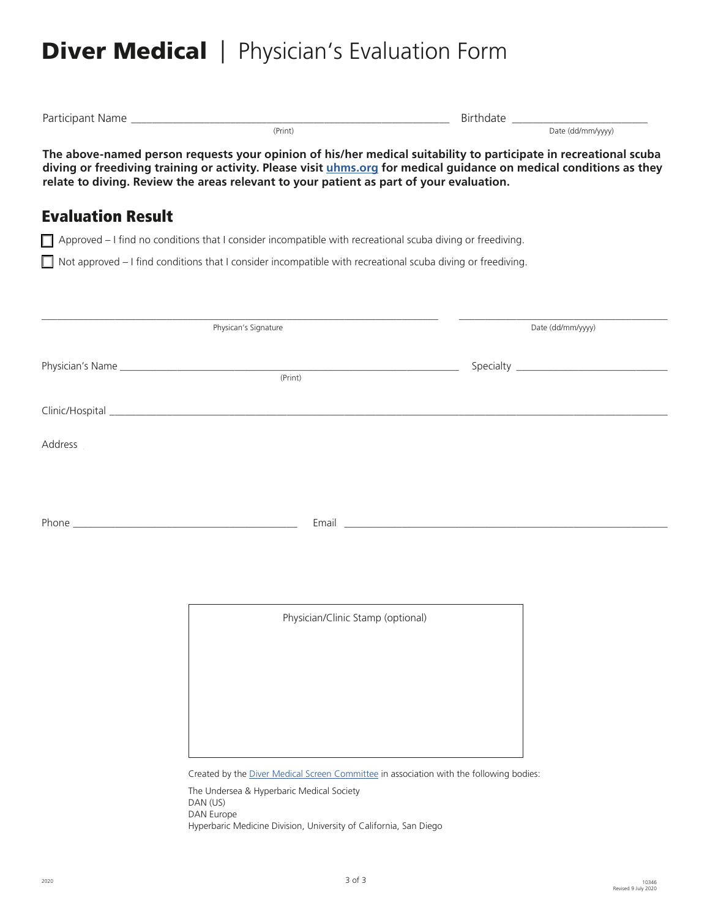# Diver Medical | Physician's Evaluation Form

Participant Name ________________________________________ Birthdate ____________________
(Print) Date (dd/mm/yyyy)

**The above-named person requests your opinion of his/her medical suitability to participate in recreational scuba diving or freediving training or activity. Please visit [uhms.org](uhms.org) for medical guidance on medical conditions as they relate to diving. Review the areas relevant to your patient as part of your evaluation.**

## Evaluation Result

☐ Approved – I find no conditions that I consider incompatible with recreational scuba diving or freediving.

☐ Not approved – I find conditions that I consider incompatible with recreational scuba diving or freediving.

________________________________________ ____________________
Physican's Signature Date (dd/mm/yyyy)

Physician's Name ________________________________________ Specialty ____________________
(Print)

Clinic/Hospital ________________________________________

Address

Phone ____________________ Email ____________________

Physician/Clinic Stamp (optional)

Created by the Diver Medical Screen Committee in association with the following bodies:

The Undersea & Hyperbaric Medical Society
DAN (US)
DAN Europe
Hyperbaric Medicine Division, University of California, San Diego

2020

10346
Revised 9 July 2020